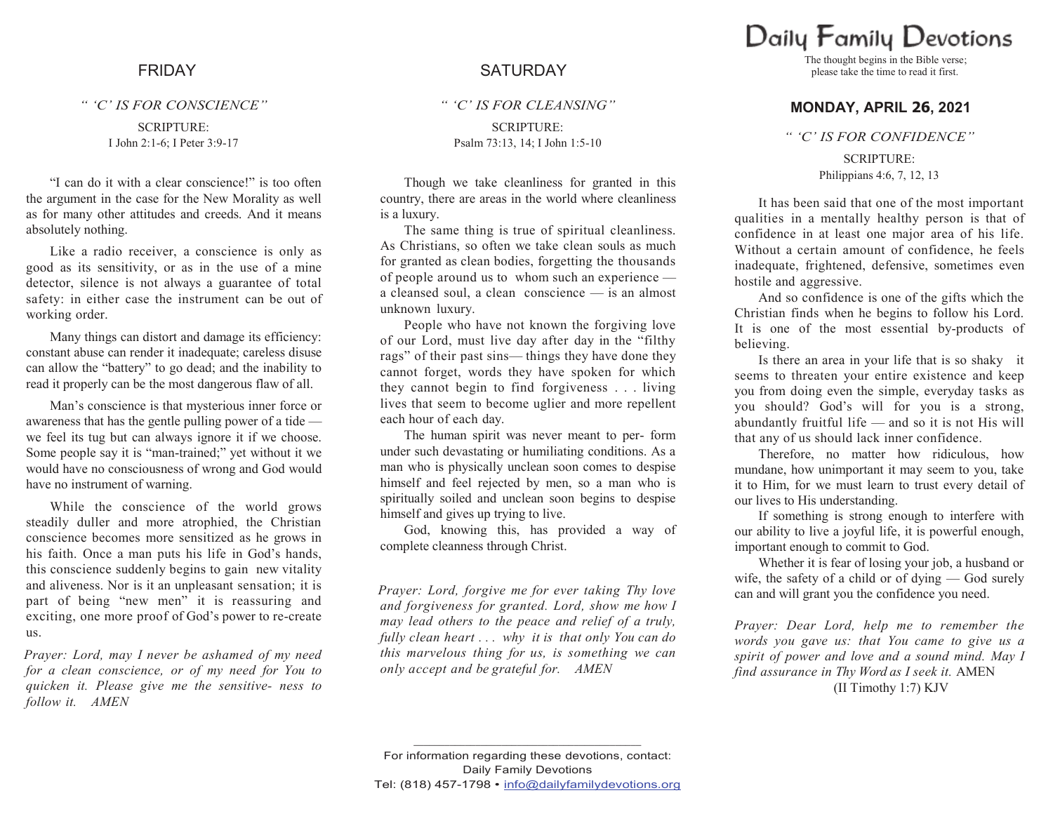## FRIDAY

*" 'C' IS FOR CONSCIENCE"*

SCRIPTURE:
I John 2:1-6; I Peter 3:9-17

"I can do it with a clear conscience!" is too often the argument in the case for the New Morality as well as for many other attitudes and creeds. And it means absolutely nothing.

Like a radio receiver, a conscience is only as good as its sensitivity, or as in the use of a mine detector, silence is not always a guarantee of total safety: in either case the instrument can be out of working order.

Many things can distort and damage its efficiency: constant abuse can render it inadequate; careless disuse can allow the "battery" to go dead; and the inability to read it properly can be the most dangerous flaw of all.

Man's conscience is that mysterious inner force or awareness that has the gentle pulling power of a tide — we feel its tug but can always ignore it if we choose. Some people say it is "man-trained;" yet without it we would have no consciousness of wrong and God would have no instrument of warning.

While the conscience of the world grows steadily duller and more atrophied, the Christian conscience becomes more sensitized as he grows in his faith. Once a man puts his life in God's hands, this conscience suddenly begins to gain new vitality and aliveness. Nor is it an unpleasant sensation; it is part of being "new men" it is reassuring and exciting, one more proof of God's power to re-create us.

*Prayer: Lord, may I never be ashamed of my need for a clean conscience, or of my need for You to quicken it. Please give me the sensitive- ness to follow it. AMEN*

## SATURDAY

*" 'C' IS FOR CLEANSING"*

SCRIPTURE:
Psalm 73:13, 14; I John 1:5-10

Though we take cleanliness for granted in this country, there are areas in the world where cleanliness is a luxury.

The same thing is true of spiritual cleanliness. As Christians, so often we take clean souls as much for granted as clean bodies, forgetting the thousands of people around us to whom such an experience — a cleansed soul, a clean conscience — is an almost unknown luxury.

People who have not known the forgiving love of our Lord, must live day after day in the "filthy rags" of their past sins— things they have done they cannot forget, words they have spoken for which they cannot begin to find forgiveness . . . living lives that seem to become uglier and more repellent each hour of each day.

The human spirit was never meant to per- form under such devastating or humiliating conditions. As a man who is physically unclean soon comes to despise himself and feel rejected by men, so a man who is spiritually soiled and unclean soon begins to despise himself and gives up trying to live.

God, knowing this, has provided a way of complete cleanness through Christ.

*Prayer: Lord, forgive me for ever taking Thy love and forgiveness for granted. Lord, show me how I may lead others to the peace and relief of a truly, fully clean heart . . . why it is that only You can do this marvelous thing for us, is something we can only accept and be grateful for. AMEN*

# Daily Family Devotions

The thought begins in the Bible verse; please take the time to read it first.

## MONDAY, APRIL 26, 2021

*" 'C' IS FOR CONFIDENCE"*

SCRIPTURE:
Philippians 4:6, 7, 12, 13

It has been said that one of the most important qualities in a mentally healthy person is that of confidence in at least one major area of his life. Without a certain amount of confidence, he feels inadequate, frightened, defensive, sometimes even hostile and aggressive.

And so confidence is one of the gifts which the Christian finds when he begins to follow his Lord. It is one of the most essential by-products of believing.

Is there an area in your life that is so shaky it seems to threaten your entire existence and keep you from doing even the simple, everyday tasks as you should? God's will for you is a strong, abundantly fruitful life — and so it is not His will that any of us should lack inner confidence.

Therefore, no matter how ridiculous, how mundane, how unimportant it may seem to you, take it to Him, for we must learn to trust every detail of our lives to His understanding.

If something is strong enough to interfere with our ability to live a joyful life, it is powerful enough, important enough to commit to God.

Whether it is fear of losing your job, a husband or wife, the safety of a child or of dying — God surely can and will grant you the confidence you need.

*Prayer: Dear Lord, help me to remember the words you gave us: that You came to give us a spirit of power and love and a sound mind. May I find assurance in Thy Word as I seek it.* AMEN
(II Timothy 1:7) KJV

---

For information regarding these devotions, contact:
Daily Family Devotions
Tel: (818) 457-1798 • info@dailyfamilydevotions.org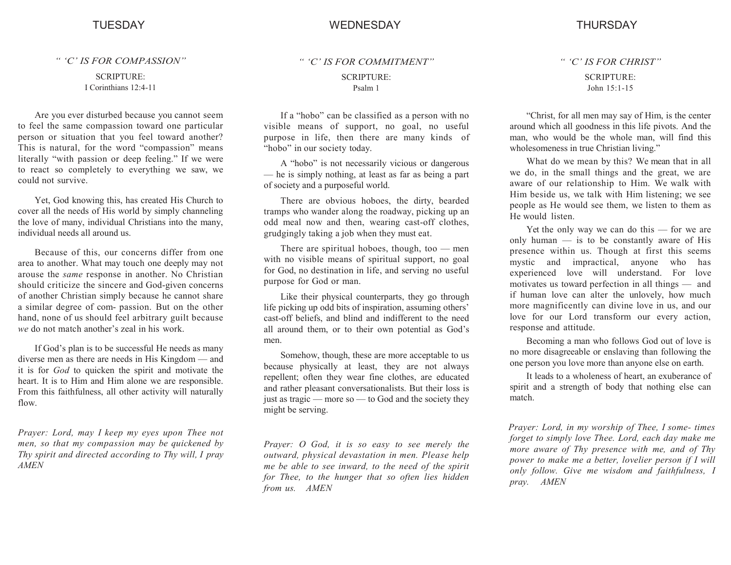## TUESDAY

### *" 'C' IS FOR COMPASSION"*

SCRIPTURE:
I Corinthians 12:4-11

Are you ever disturbed because you cannot seem to feel the same compassion toward one particular person or situation that you feel toward another? This is natural, for the word "compassion" means literally "with passion or deep feeling." If we were to react so completely to everything we saw, we could not survive.

Yet, God knowing this, has created His Church to cover all the needs of His world by simply channeling the love of many, individual Christians into the many, individual needs all around us.

Because of this, our concerns differ from one area to another. What may touch one deeply may not arouse the *same* response in another. No Christian should criticize the sincere and God-given concerns of another Christian simply because he cannot share a similar degree of com- passion. But on the other hand, none of us should feel arbitrary guilt because *we* do not match another's zeal in his work.

If God's plan is to be successful He needs as many diverse men as there are needs in His Kingdom — and it is for *God* to quicken the spirit and motivate the heart. It is to Him and Him alone we are responsible. From this faithfulness, all other activity will naturally flow.

*Prayer: Lord, may I keep my eyes upon Thee not men, so that my compassion may be quickened by Thy spirit and directed according to Thy will, I pray AMEN*

## WEDNESDAY

### *" 'C' IS FOR COMMITMENT"*

SCRIPTURE:
Psalm 1

If a "hobo" can be classified as a person with no visible means of support, no goal, no useful purpose in life, then there are many kinds of "hobo" in our society today.

A "hobo" is not necessarily vicious or dangerous — he is simply nothing, at least as far as being a part of society and a purposeful world.

There are obvious hoboes, the dirty, bearded tramps who wander along the roadway, picking up an odd meal now and then, wearing cast-off clothes, grudgingly taking a job when they must eat.

There are spiritual hoboes, though, too — men with no visible means of spiritual support, no goal for God, no destination in life, and serving no useful purpose for God or man.

Like their physical counterparts, they go through life picking up odd bits of inspiration, assuming others' cast-off beliefs, and blind and indifferent to the need all around them, or to their own potential as God's men.

Somehow, though, these are more acceptable to us because physically at least, they are not always repellent; often they wear fine clothes, are educated and rather pleasant conversationalists. But their loss is just as tragic — more so — to God and the society they might be serving.

*Prayer: O God, it is so easy to see merely the outward, physical devastation in men. Please help me be able to see inward, to the need of the spirit for Thee, to the hunger that so often lies hidden from us. AMEN*

## THURSDAY

### *" 'C' IS FOR CHRIST"*

SCRIPTURE:
John 15:1-15

"Christ, for all men may say of Him, is the center around which all goodness in this life pivots. And the man, who would be the whole man, will find this wholesomeness in true Christian living."

What do we mean by this? We mean that in all we do, in the small things and the great, we are aware of our relationship to Him. We walk with Him beside us, we talk with Him listening; we see people as He would see them, we listen to them as He would listen.

Yet the only way we can do this — for we are only human — is to be constantly aware of His presence within us. Though at first this seems mystic and impractical, anyone who has experienced love will understand. For love motivates us toward perfection in all things — and if human love can alter the unlovely, how much more magnificently can divine love in us, and our love for our Lord transform our every action, response and attitude.

Becoming a man who follows God out of love is no more disagreeable or enslaving than following the one person you love more than anyone else on earth.

It leads to a wholeness of heart, an exuberance of spirit and a strength of body that nothing else can match.

*Prayer: Lord, in my worship of Thee, I some- times forget to simply love Thee. Lord, each day make me more aware of Thy presence with me, and of Thy power to make me a better, lovelier person if I will only follow. Give me wisdom and faithfulness, I pray. AMEN*